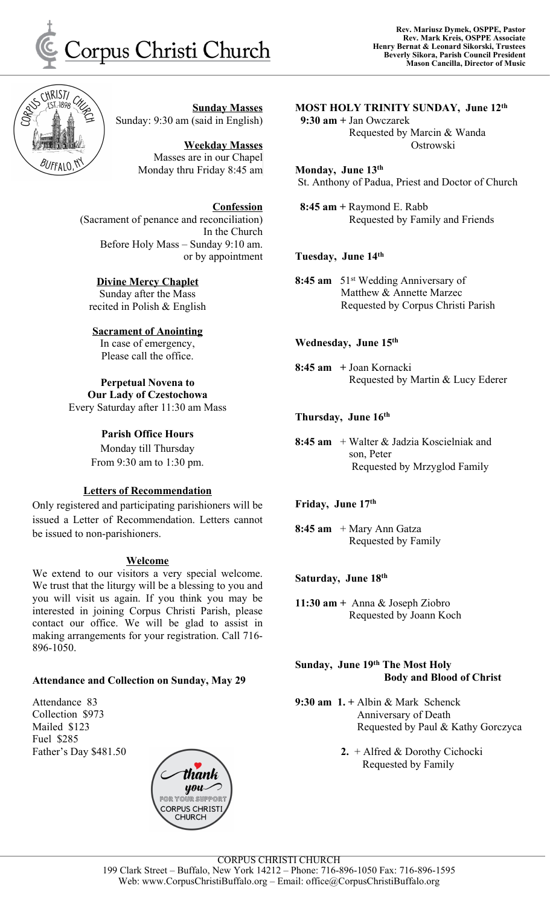# Corpus Christi Church

**Rev. Mariusz Dymek, OSPPE, Pastor**
**Rev. Mark Kreis, OSPPE Associate**
**Henry Bernat & Leonard Sikorski, Trustees**
**Beverly Sikora, Parish Council President**
**Mason Cancilla, Director of Music**

**Sunday Masses**
Sunday: 9:30 am (said in English)

**Weekday Masses**
Masses are in our Chapel
Monday thru Friday 8:45 am

**Confession**
(Sacrament of penance and reconciliation)
In the Church
Before Holy Mass – Sunday 9:10 am.
or by appointment

**Divine Mercy Chaplet**
Sunday after the Mass
recited in Polish & English

**Sacrament of Anointing**
In case of emergency,
Please call the office.

**Perpetual Novena to Our Lady of Czestochowa**
Every Saturday after 11:30 am Mass

**Parish Office Hours**
Monday till Thursday
From 9:30 am to 1:30 pm.

**Letters of Recommendation**

Only registered and participating parishioners will be issued a Letter of Recommendation. Letters cannot be issued to non-parishioners.

**Welcome**

We extend to our visitors a very special welcome. We trust that the liturgy will be a blessing to you and you will visit us again. If you think you may be interested in joining Corpus Christi Parish, please contact our office. We will be glad to assist in making arrangements for your registration. Call 716-896-1050.

**Attendance and Collection on Sunday, May 29**

Attendance 83
Collection $973
Mailed $123
Fuel $285
Father's Day $481.50

thank you FOR YOUR SUPPORT CORPUS CHRISTI CHURCH

**MOST HOLY TRINITY SUNDAY, June 12th**

**9:30 am +** Jan Owczarek
Requested by Marcin & Wanda Ostrowski

**Monday, June 13th**
St. Anthony of Padua, Priest and Doctor of Church

**8:45 am +** Raymond E. Rabb
Requested by Family and Friends

**Tuesday, June 14th**

**8:45 am** 51st Wedding Anniversary of Matthew & Annette Marzec
Requested by Corpus Christi Parish

**Wednesday, June 15th**

**8:45 am +** Joan Kornacki
Requested by Martin & Lucy Ederer

**Thursday, June 16th**

**8:45 am** + Walter & Jadzia Koscielniak and son, Peter
Requested by Mrzyglod Family

**Friday, June 17th**

**8:45 am** + Mary Ann Gatza
Requested by Family

**Saturday, June 18th**

**11:30 am +** Anna & Joseph Ziobro
Requested by Joann Koch

**Sunday, June 19th The Most Holy Body and Blood of Christ**

**9:30 am 1. +** Albin & Mark Schenck
Anniversary of Death
Requested by Paul & Kathy Gorczyca

**2.** + Alfred & Dorothy Cichocki
Requested by Family

CORPUS CHRISTI CHURCH
199 Clark Street – Buffalo, New York 14212 – Phone: 716-896-1050 Fax: 716-896-1595
Web: www.CorpusChristiBuffalo.org – Email: office@CorpusChristiBuffalo.org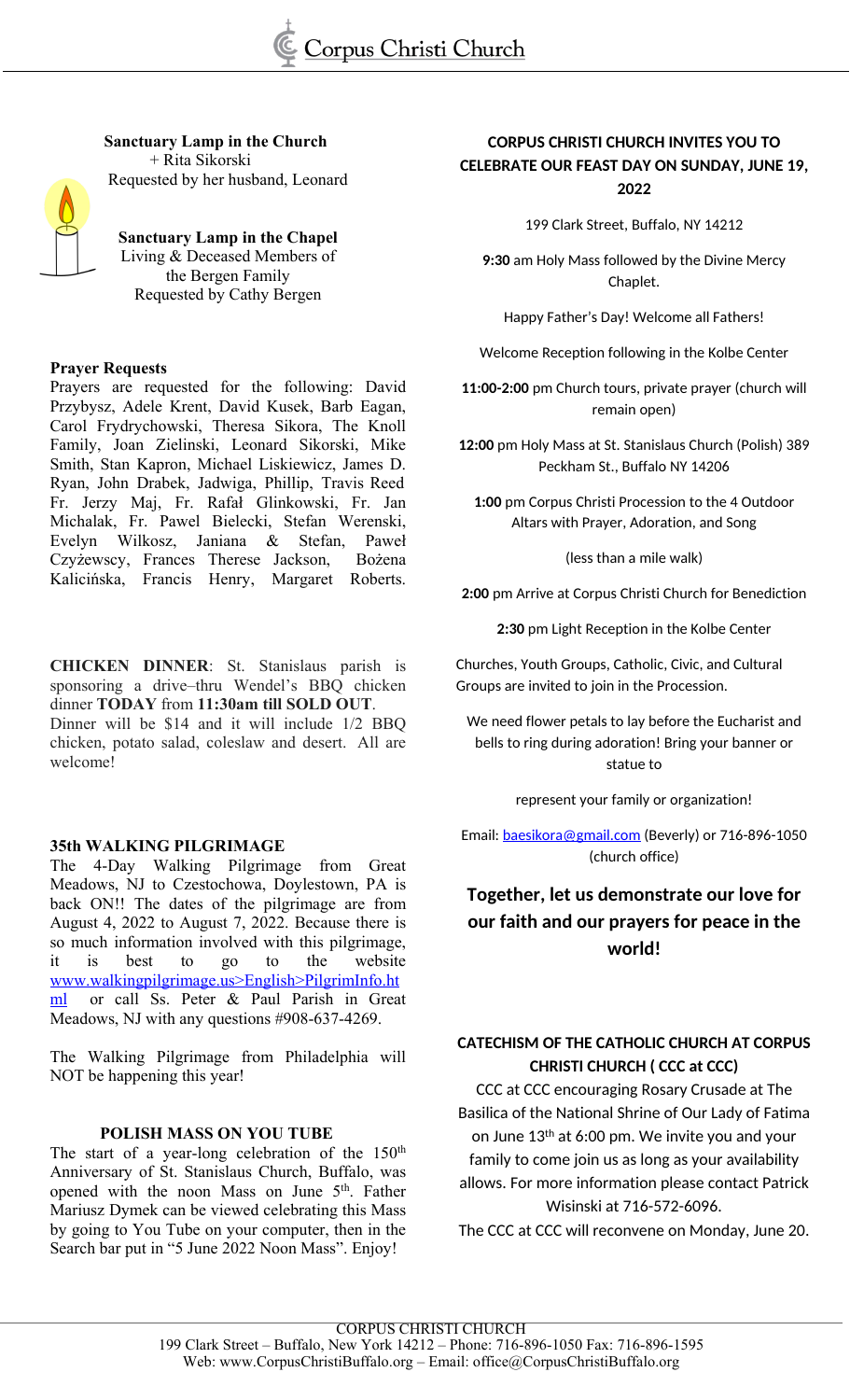**Sanctuary Lamp in the Church**
+ Rita Sikorski
Requested by her husband, Leonard

**Sanctuary Lamp in the Chapel**
Living & Deceased Members of the Bergen Family
Requested by Cathy Bergen

**Prayer Requests**

Prayers are requested for the following: David Przybysz, Adele Krent, David Kusek, Barb Eagan, Carol Frydrychowski, Theresa Sikora, The Knoll Family, Joan Zielinski, Leonard Sikorski, Mike Smith, Stan Kapron, Michael Liskiewicz, James D. Ryan, John Drabek, Jadwiga, Phillip, Travis Reed Fr. Jerzy Maj, Fr. Rafał Glinkowski, Fr. Jan Michalak, Fr. Pawel Bielecki, Stefan Werenski, Evelyn Wilkosz, Janiana & Stefan, Paweł Czyżewscy, Frances Therese Jackson, Bożena Kalicińska, Francis Henry, Margaret Roberts.

**CHICKEN DINNER**: St. Stanislaus parish is sponsoring a drive–thru Wendel's BBQ chicken dinner **TODAY** from **11:30am till SOLD OUT**. Dinner will be $14 and it will include 1/2 BBQ chicken, potato salad, coleslaw and desert. All are welcome!

**35th WALKING PILGRIMAGE**

The 4-Day Walking Pilgrimage from Great Meadows, NJ to Czestochowa, Doylestown, PA is back ON!! The dates of the pilgrimage are from August 4, 2022 to August 7, 2022. Because there is so much information involved with this pilgrimage, it is best to go to the website www.walkingpilgrimage.us>English>PilgrimInfo.html or call Ss. Peter & Paul Parish in Great Meadows, NJ with any questions #908-637-4269.

The Walking Pilgrimage from Philadelphia will NOT be happening this year!

**POLISH MASS ON YOU TUBE**

The start of a year-long celebration of the 150th Anniversary of St. Stanislaus Church, Buffalo, was opened with the noon Mass on June 5th. Father Mariusz Dymek can be viewed celebrating this Mass by going to You Tube on your computer, then in the Search bar put in "5 June 2022 Noon Mass". Enjoy!

**CORPUS CHRISTI CHURCH INVITES YOU TO CELEBRATE OUR FEAST DAY ON SUNDAY, JUNE 19, 2022**

199 Clark Street, Buffalo, NY 14212

**9:30** am Holy Mass followed by the Divine Mercy Chaplet.

Happy Father's Day! Welcome all Fathers!

Welcome Reception following in the Kolbe Center

**11:00-2:00** pm Church tours, private prayer (church will remain open)

**12:00** pm Holy Mass at St. Stanislaus Church (Polish) 389 Peckham St., Buffalo NY 14206

**1:00** pm Corpus Christi Procession to the 4 Outdoor Altars with Prayer, Adoration, and Song

(less than a mile walk)

**2:00** pm Arrive at Corpus Christi Church for Benediction

**2:30** pm Light Reception in the Kolbe Center

Churches, Youth Groups, Catholic, Civic, and Cultural Groups are invited to join in the Procession.

We need flower petals to lay before the Eucharist and bells to ring during adoration! Bring your banner or statue to

represent your family or organization!

Email: baesikora@gmail.com (Beverly) or 716-896-1050 (church office)

**Together, let us demonstrate our love for our faith and our prayers for peace in the world!**

**CATECHISM OF THE CATHOLIC CHURCH AT CORPUS CHRISTI CHURCH ( CCC at CCC)**

CCC at CCC encouraging Rosary Crusade at The Basilica of the National Shrine of Our Lady of Fatima on June 13th at 6:00 pm. We invite you and your family to come join us as long as your availability allows. For more information please contact Patrick Wisinski at 716-572-6096.

The CCC at CCC will reconvene on Monday, June 20.